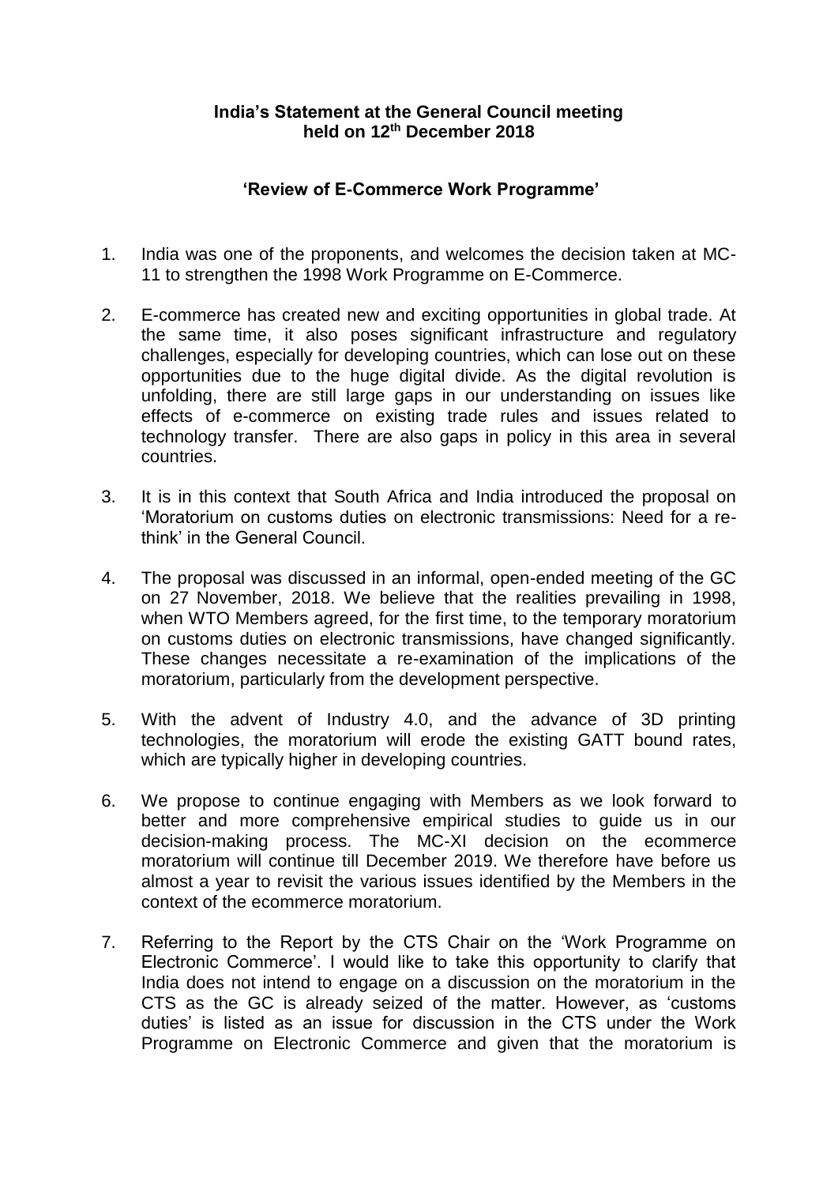**India's Statement at the General Council meeting held on 12th December 2018**

**'Review of E-Commerce Work Programme'**

1. India was one of the proponents, and welcomes the decision taken at MC-11 to strengthen the 1998 Work Programme on E-Commerce.

2. E-commerce has created new and exciting opportunities in global trade. At the same time, it also poses significant infrastructure and regulatory challenges, especially for developing countries, which can lose out on these opportunities due to the huge digital divide. As the digital revolution is unfolding, there are still large gaps in our understanding on issues like effects of e-commerce on existing trade rules and issues related to technology transfer. There are also gaps in policy in this area in several countries.

3. It is in this context that South Africa and India introduced the proposal on 'Moratorium on customs duties on electronic transmissions: Need for a re-think' in the General Council.

4. The proposal was discussed in an informal, open-ended meeting of the GC on 27 November, 2018. We believe that the realities prevailing in 1998, when WTO Members agreed, for the first time, to the temporary moratorium on customs duties on electronic transmissions, have changed significantly. These changes necessitate a re-examination of the implications of the moratorium, particularly from the development perspective.

5. With the advent of Industry 4.0, and the advance of 3D printing technologies, the moratorium will erode the existing GATT bound rates, which are typically higher in developing countries.

6. We propose to continue engaging with Members as we look forward to better and more comprehensive empirical studies to guide us in our decision-making process. The MC-XI decision on the ecommerce moratorium will continue till December 2019. We therefore have before us almost a year to revisit the various issues identified by the Members in the context of the ecommerce moratorium.

7. Referring to the Report by the CTS Chair on the 'Work Programme on Electronic Commerce'. I would like to take this opportunity to clarify that India does not intend to engage on a discussion on the moratorium in the CTS as the GC is already seized of the matter. However, as 'customs duties' is listed as an issue for discussion in the CTS under the Work Programme on Electronic Commerce and given that the moratorium is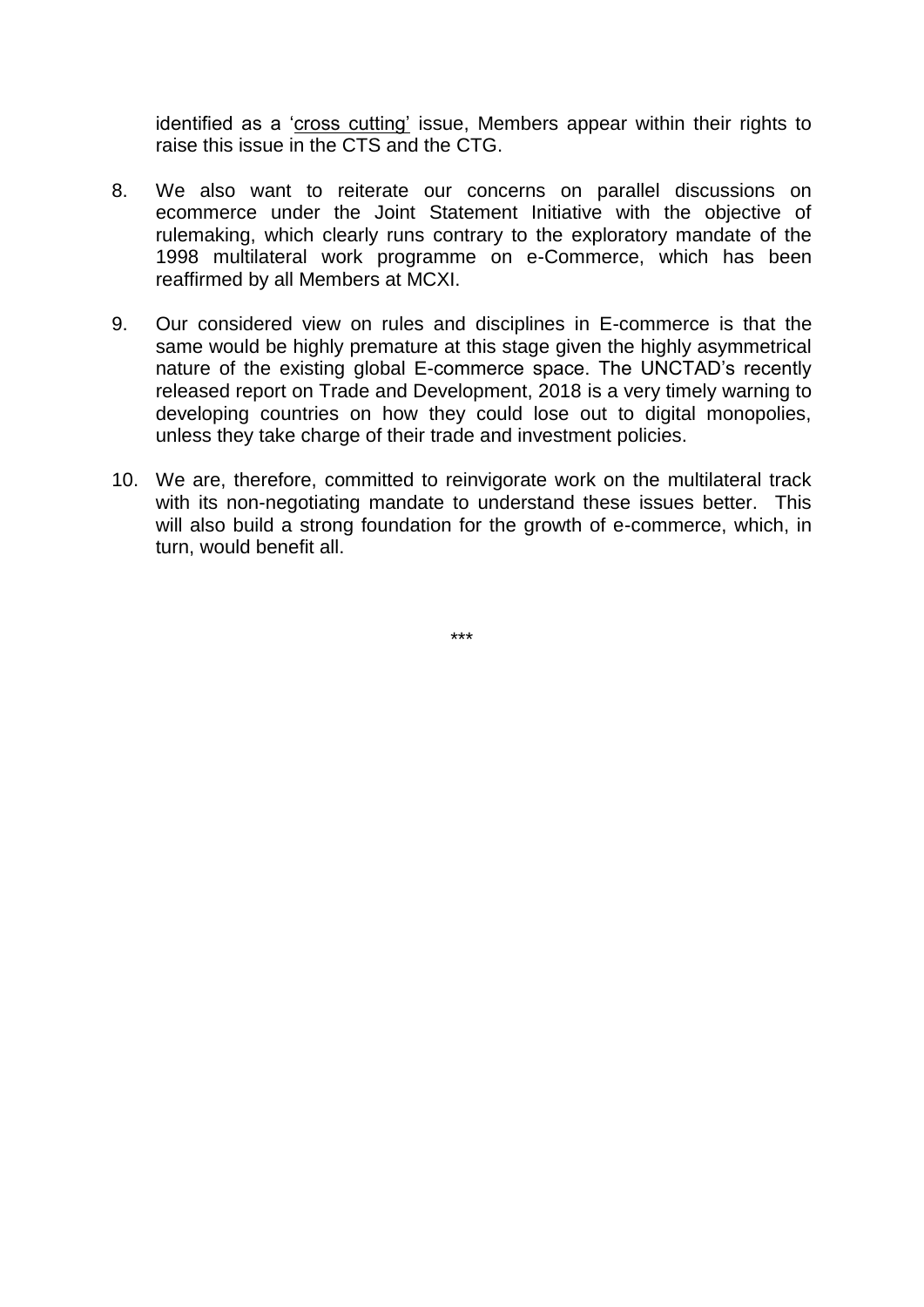identified as a '<u>cross cutting</u>' issue, Members appear within their rights to raise this issue in the CTS and the CTG.

8. We also want to reiterate our concerns on parallel discussions on ecommerce under the Joint Statement Initiative with the objective of rulemaking, which clearly runs contrary to the exploratory mandate of the 1998 multilateral work programme on e-Commerce, which has been reaffirmed by all Members at MCXI.

9. Our considered view on rules and disciplines in E-commerce is that the same would be highly premature at this stage given the highly asymmetrical nature of the existing global E-commerce space. The UNCTAD's recently released report on Trade and Development, 2018 is a very timely warning to developing countries on how they could lose out to digital monopolies, unless they take charge of their trade and investment policies.

10. We are, therefore, committed to reinvigorate work on the multilateral track with its non-negotiating mandate to understand these issues better. This will also build a strong foundation for the growth of e-commerce, which, in turn, would benefit all.

\*\*\*